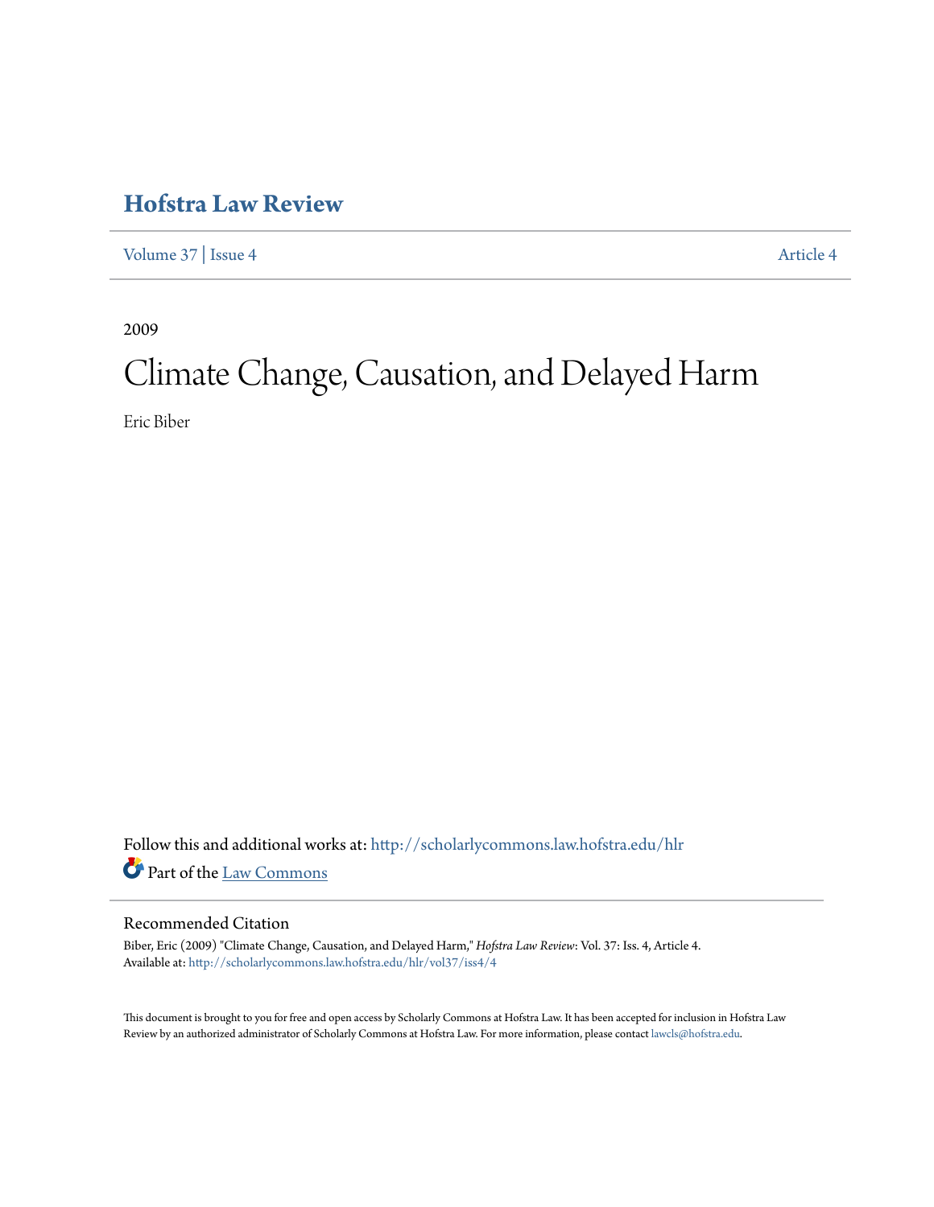# Hofstra Law Review

Volume 37 | Issue 4 Article 4

2009

# Climate Change, Causation, and Delayed Harm

Eric Biber

Follow this and additional works at: http://scholarlycommons.law.hofstra.edu/hlr

Part of the Law Commons

## Recommended Citation

Biber, Eric (2009) "Climate Change, Causation, and Delayed Harm," *Hofstra Law Review*: Vol. 37: Iss. 4, Article 4.
Available at: http://scholarlycommons.law.hofstra.edu/hlr/vol37/iss4/4

This document is brought to you for free and open access by Scholarly Commons at Hofstra Law. It has been accepted for inclusion in Hofstra Law Review by an authorized administrator of Scholarly Commons at Hofstra Law. For more information, please contact lawcls@hofstra.edu.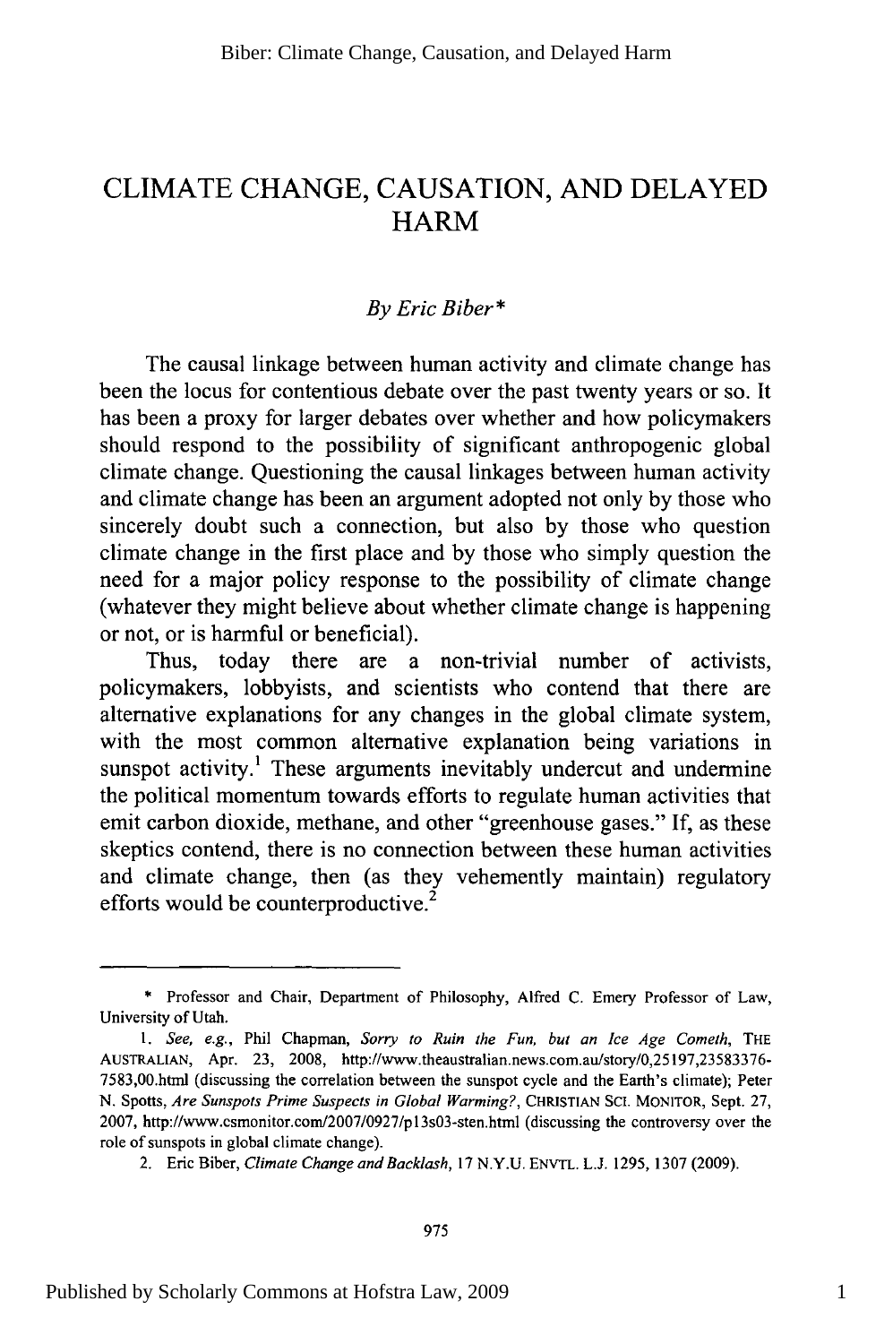# CLIMATE CHANGE, CAUSATION, AND DELAYED HARM

*By Eric Biber\**

The causal linkage between human activity and climate change has been the locus for contentious debate over the past twenty years or so. It has been a proxy for larger debates over whether and how policymakers should respond to the possibility of significant anthropogenic global climate change. Questioning the causal linkages between human activity and climate change has been an argument adopted not only by those who sincerely doubt such a connection, but also by those who question climate change in the first place and by those who simply question the need for a major policy response to the possibility of climate change (whatever they might believe about whether climate change is happening or not, or is harmful or beneficial).

Thus, today there are a non-trivial number of activists, policymakers, lobbyists, and scientists who contend that there are alternative explanations for any changes in the global climate system, with the most common alternative explanation being variations in sunspot activity.[1] These arguments inevitably undercut and undermine the political momentum towards efforts to regulate human activities that emit carbon dioxide, methane, and other "greenhouse gases." If, as these skeptics contend, there is no connection between these human activities and climate change, then (as they vehemently maintain) regulatory efforts would be counterproductive.[2]

---

\* Professor and Chair, Department of Philosophy, Alfred C. Emery Professor of Law, University of Utah.

1. *See, e.g.*, Phil Chapman, *Sorry to Ruin the Fun, but an Ice Age Cometh*, THE AUSTRALIAN, Apr. 23, 2008, http://www.theaustralian.news.com.au/story/0,25197,23583376-7583,00.html (discussing the correlation between the sunspot cycle and the Earth's climate); Peter N. Spotts, *Are Sunspots Prime Suspects in Global Warming?*, CHRISTIAN SCI. MONITOR, Sept. 27, 2007, http://www.csmonitor.com/2007/0927/p13s03-sten.html (discussing the controversy over the role of sunspots in global climate change).

2. Eric Biber, *Climate Change and Backlash*, 17 N.Y.U. ENVTL. L.J. 1295, 1307 (2009).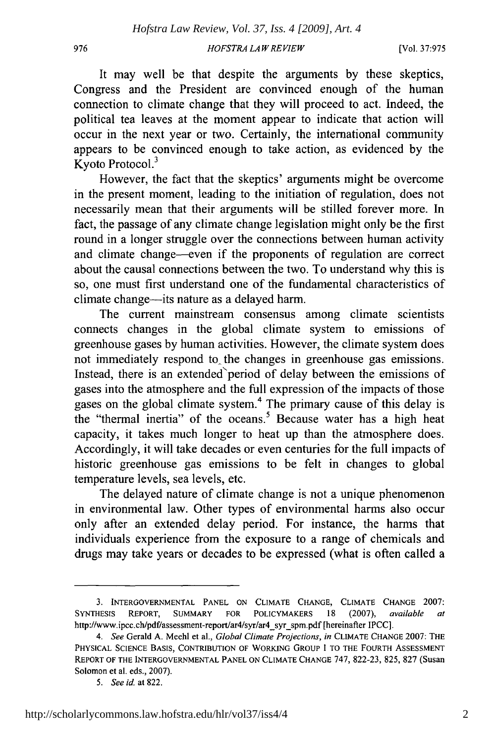It may well be that despite the arguments by these skeptics, Congress and the President are convinced enough of the human connection to climate change that they will proceed to act. Indeed, the political tea leaves at the moment appear to indicate that action will occur in the next year or two. Certainly, the international community appears to be convinced enough to take action, as evidenced by the Kyoto Protocol.[3]

However, the fact that the skeptics' arguments might be overcome in the present moment, leading to the initiation of regulation, does not necessarily mean that their arguments will be stilled forever more. In fact, the passage of any climate change legislation might only be the first round in a longer struggle over the connections between human activity and climate change—even if the proponents of regulation are correct about the causal connections between the two. To understand why this is so, one must first understand one of the fundamental characteristics of climate change—its nature as a delayed harm.

The current mainstream consensus among climate scientists connects changes in the global climate system to emissions of greenhouse gases by human activities. However, the climate system does not immediately respond to the changes in greenhouse gas emissions. Instead, there is an extended period of delay between the emissions of gases into the atmosphere and the full expression of the impacts of those gases on the global climate system.[4] The primary cause of this delay is the "thermal inertia" of the oceans.[5] Because water has a high heat capacity, it takes much longer to heat up than the atmosphere does. Accordingly, it will take decades or even centuries for the full impacts of historic greenhouse gas emissions to be felt in changes to global temperature levels, sea levels, etc.

The delayed nature of climate change is not a unique phenomenon in environmental law. Other types of environmental harms also occur only after an extended delay period. For instance, the harms that individuals experience from the exposure to a range of chemicals and drugs may take years or decades to be expressed (what is often called a

---

3. INTERGOVERNMENTAL PANEL ON CLIMATE CHANGE, CLIMATE CHANGE 2007: SYNTHESIS REPORT, SUMMARY FOR POLICYMAKERS 18 (2007), *available at* http://www.ipcc.ch/pdf/assessment-report/ar4/syr/ar4_syr_spm.pdf [hereinafter IPCC].

4. *See* Gerald A. Meehl et al., *Global Climate Projections*, *in* CLIMATE CHANGE 2007: THE PHYSICAL SCIENCE BASIS, CONTRIBUTION OF WORKING GROUP I TO THE FOURTH ASSESSMENT REPORT OF THE INTERGOVERNMENTAL PANEL ON CLIMATE CHANGE 747, 822-23, 825, 827 (Susan Solomon et al. eds., 2007).

5. *See id.* at 822.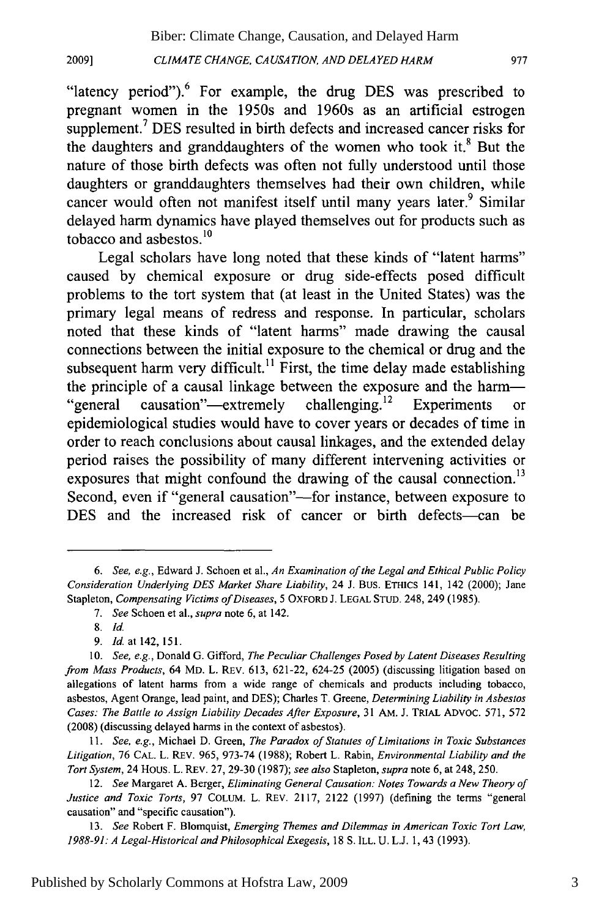"latency period").[6] For example, the drug DES was prescribed to pregnant women in the 1950s and 1960s as an artificial estrogen supplement.[7] DES resulted in birth defects and increased cancer risks for the daughters and granddaughters of the women who took it.[8] But the nature of those birth defects was often not fully understood until those daughters or granddaughters themselves had their own children, while cancer would often not manifest itself until many years later.[9] Similar delayed harm dynamics have played themselves out for products such as tobacco and asbestos.[10]

Legal scholars have long noted that these kinds of "latent harms" caused by chemical exposure or drug side-effects posed difficult problems to the tort system that (at least in the United States) was the primary legal means of redress and response. In particular, scholars noted that these kinds of "latent harms" made drawing the causal connections between the initial exposure to the chemical or drug and the subsequent harm very difficult.[11] First, the time delay made establishing the principle of a causal linkage between the exposure and the harm—"general causation"—extremely challenging.[12] Experiments or epidemiological studies would have to cover years or decades of time in order to reach conclusions about causal linkages, and the extended delay period raises the possibility of many different intervening activities or exposures that might confound the drawing of the causal connection.[13] Second, even if "general causation"—for instance, between exposure to DES and the increased risk of cancer or birth defects—can be

---

6. *See, e.g.*, Edward J. Schoen et al., *An Examination of the Legal and Ethical Public Policy Consideration Underlying DES Market Share Liability*, 24 J. BUS. ETHICS 141, 142 (2000); Jane Stapleton, *Compensating Victims of Diseases*, 5 OXFORD J. LEGAL STUD. 248, 249 (1985).

7. *See* Schoen et al., *supra* note 6, at 142.

8. *Id.*

9. *Id.* at 142, 151.

10. *See, e.g.*, Donald G. Gifford, *The Peculiar Challenges Posed by Latent Diseases Resulting from Mass Products*, 64 MD. L. REV. 613, 621-22, 624-25 (2005) (discussing litigation based on allegations of latent harms from a wide range of chemicals and products including tobacco, asbestos, Agent Orange, lead paint, and DES); Charles T. Greene, *Determining Liability in Asbestos Cases: The Battle to Assign Liability Decades After Exposure*, 31 AM. J. TRIAL ADVOC. 571, 572 (2008) (discussing delayed harms in the context of asbestos).

11. *See, e.g.*, Michael D. Green, *The Paradox of Statutes of Limitations in Toxic Substances Litigation*, 76 CAL. L. REV. 965, 973-74 (1988); Robert L. Rabin, *Environmental Liability and the Tort System*, 24 HOUS. L. REV. 27, 29-30 (1987); *see also* Stapleton, *supra* note 6, at 248, 250.

12. *See* Margaret A. Berger, *Eliminating General Causation: Notes Towards a New Theory of Justice and Toxic Torts*, 97 COLUM. L. REV. 2117, 2122 (1997) (defining the terms "general causation" and "specific causation").

13. *See* Robert F. Blomquist, *Emerging Themes and Dilemmas in American Toxic Tort Law, 1988-91: A Legal-Historical and Philosophical Exegesis*, 18 S. ILL. U. L.J. 1, 43 (1993).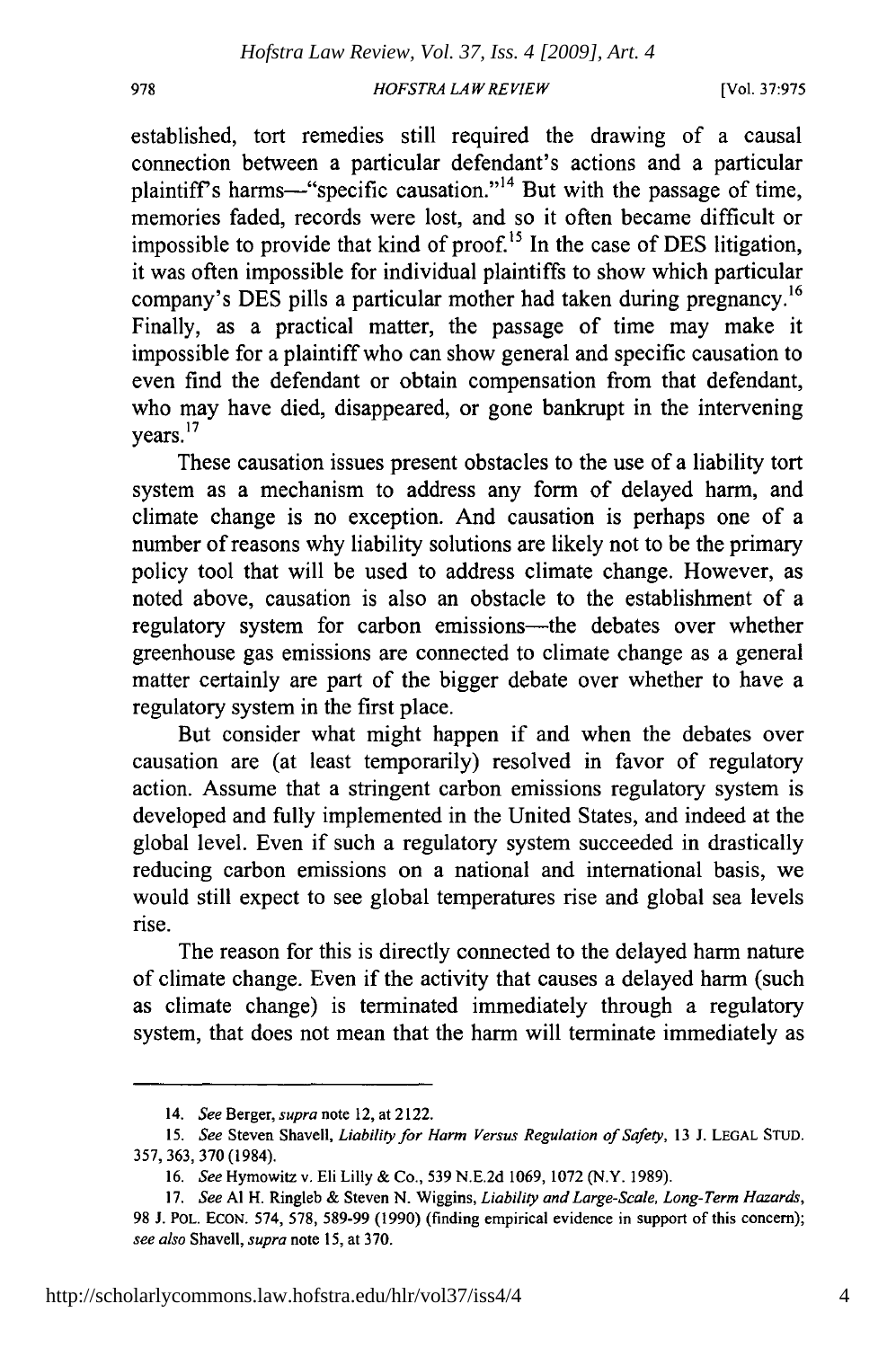established, tort remedies still required the drawing of a causal connection between a particular defendant's actions and a particular plaintiff's harms—"specific causation."[14] But with the passage of time, memories faded, records were lost, and so it often became difficult or impossible to provide that kind of proof.[15] In the case of DES litigation, it was often impossible for individual plaintiffs to show which particular company's DES pills a particular mother had taken during pregnancy.[16] Finally, as a practical matter, the passage of time may make it impossible for a plaintiff who can show general and specific causation to even find the defendant or obtain compensation from that defendant, who may have died, disappeared, or gone bankrupt in the intervening years.[17]

These causation issues present obstacles to the use of a liability tort system as a mechanism to address any form of delayed harm, and climate change is no exception. And causation is perhaps one of a number of reasons why liability solutions are likely not to be the primary policy tool that will be used to address climate change. However, as noted above, causation is also an obstacle to the establishment of a regulatory system for carbon emissions—the debates over whether greenhouse gas emissions are connected to climate change as a general matter certainly are part of the bigger debate over whether to have a regulatory system in the first place.

But consider what might happen if and when the debates over causation are (at least temporarily) resolved in favor of regulatory action. Assume that a stringent carbon emissions regulatory system is developed and fully implemented in the United States, and indeed at the global level. Even if such a regulatory system succeeded in drastically reducing carbon emissions on a national and international basis, we would still expect to see global temperatures rise and global sea levels rise.

The reason for this is directly connected to the delayed harm nature of climate change. Even if the activity that causes a delayed harm (such as climate change) is terminated immediately through a regulatory system, that does not mean that the harm will terminate immediately as

---

14. *See* Berger, *supra* note 12, at 2122.

15. *See* Steven Shavell, *Liability for Harm Versus Regulation of Safety*, 13 J. LEGAL STUD. 357, 363, 370 (1984).

16. *See* Hymowitz v. Eli Lilly & Co., 539 N.E.2d 1069, 1072 (N.Y. 1989).

17. *See* Al H. Ringleb & Steven N. Wiggins, *Liability and Large-Scale, Long-Term Hazards*, 98 J. POL. ECON. 574, 578, 589-99 (1990) (finding empirical evidence in support of this concern); *see also* Shavell, *supra* note 15, at 370.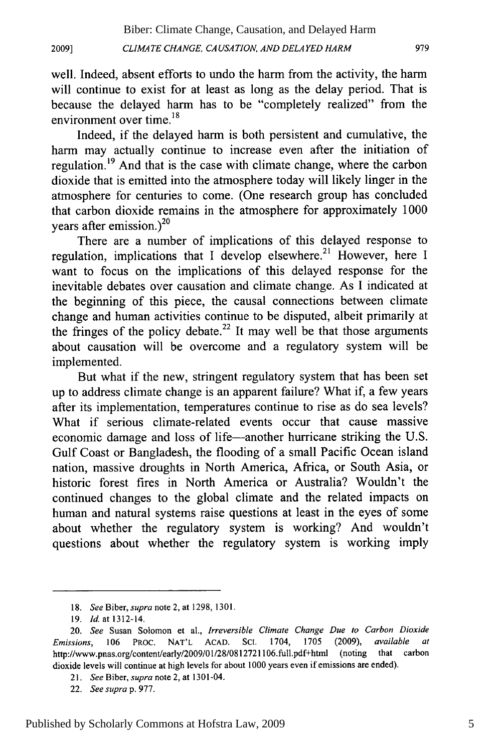well. Indeed, absent efforts to undo the harm from the activity, the harm will continue to exist for at least as long as the delay period. That is because the delayed harm has to be "completely realized" from the environment over time.[18]

Indeed, if the delayed harm is both persistent and cumulative, the harm may actually continue to increase even after the initiation of regulation.[19] And that is the case with climate change, where the carbon dioxide that is emitted into the atmosphere today will likely linger in the atmosphere for centuries to come. (One research group has concluded that carbon dioxide remains in the atmosphere for approximately 1000 years after emission.)[20]

There are a number of implications of this delayed response to regulation, implications that I develop elsewhere.[21] However, here I want to focus on the implications of this delayed response for the inevitable debates over causation and climate change. As I indicated at the beginning of this piece, the causal connections between climate change and human activities continue to be disputed, albeit primarily at the fringes of the policy debate.[22] It may well be that those arguments about causation will be overcome and a regulatory system will be implemented.

But what if the new, stringent regulatory system that has been set up to address climate change is an apparent failure? What if, a few years after its implementation, temperatures continue to rise as do sea levels? What if serious climate-related events occur that cause massive economic damage and loss of life—another hurricane striking the U.S. Gulf Coast or Bangladesh, the flooding of a small Pacific Ocean island nation, massive droughts in North America, Africa, or South Asia, or historic forest fires in North America or Australia? Wouldn't the continued changes to the global climate and the related impacts on human and natural systems raise questions at least in the eyes of some about whether the regulatory system is working? And wouldn't questions about whether the regulatory system is working imply

---

18. *See* Biber, *supra* note 2, at 1298, 1301.

19. *Id.* at 1312-14.

20. *See* Susan Solomon et al., *Irreversible Climate Change Due to Carbon Dioxide Emissions*, 106 PROC. NAT'L ACAD. SCI. 1704, 1705 (2009), *available at* http://www.pnas.org/content/early/2009/01/28/0812721106.full.pdf+html (noting that carbon dioxide levels will continue at high levels for about 1000 years even if emissions are ended).

21. *See* Biber, *supra* note 2, at 1301-04.

22. *See supra* p. 977.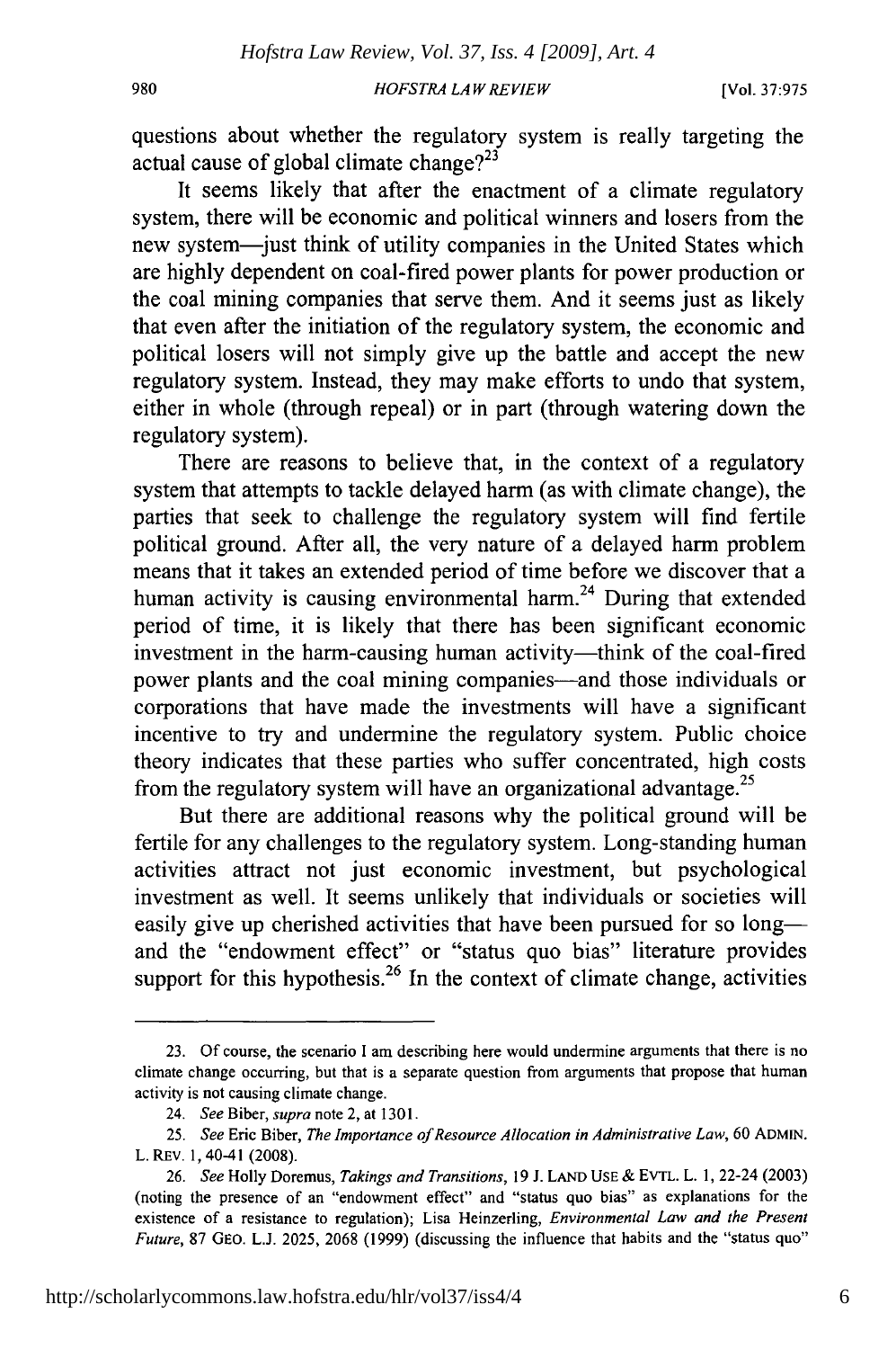questions about whether the regulatory system is really targeting the actual cause of global climate change?[23]

It seems likely that after the enactment of a climate regulatory system, there will be economic and political winners and losers from the new system—just think of utility companies in the United States which are highly dependent on coal-fired power plants for power production or the coal mining companies that serve them. And it seems just as likely that even after the initiation of the regulatory system, the economic and political losers will not simply give up the battle and accept the new regulatory system. Instead, they may make efforts to undo that system, either in whole (through repeal) or in part (through watering down the regulatory system).

There are reasons to believe that, in the context of a regulatory system that attempts to tackle delayed harm (as with climate change), the parties that seek to challenge the regulatory system will find fertile political ground. After all, the very nature of a delayed harm problem means that it takes an extended period of time before we discover that a human activity is causing environmental harm.[24] During that extended period of time, it is likely that there has been significant economic investment in the harm-causing human activity—think of the coal-fired power plants and the coal mining companies—and those individuals or corporations that have made the investments will have a significant incentive to try and undermine the regulatory system. Public choice theory indicates that these parties who suffer concentrated, high costs from the regulatory system will have an organizational advantage.[25]

But there are additional reasons why the political ground will be fertile for any challenges to the regulatory system. Long-standing human activities attract not just economic investment, but psychological investment as well. It seems unlikely that individuals or societies will easily give up cherished activities that have been pursued for so long—and the "endowment effect" or "status quo bias" literature provides support for this hypothesis.[26] In the context of climate change, activities

---

23. Of course, the scenario I am describing here would undermine arguments that there is no climate change occurring, but that is a separate question from arguments that propose that human activity is not causing climate change.

24. *See* Biber, *supra* note 2, at 1301.

25. *See* Eric Biber, *The Importance of Resource Allocation in Administrative Law*, 60 ADMIN. L. REV. 1, 40-41 (2008).

26. *See* Holly Doremus, *Takings and Transitions*, 19 J. LAND USE & EVTL. L. 1, 22-24 (2003) (noting the presence of an "endowment effect" and "status quo bias" as explanations for the existence of a resistance to regulation); Lisa Heinzerling, *Environmental Law and the Present Future*, 87 GEO. L.J. 2025, 2068 (1999) (discussing the influence that habits and the "status quo"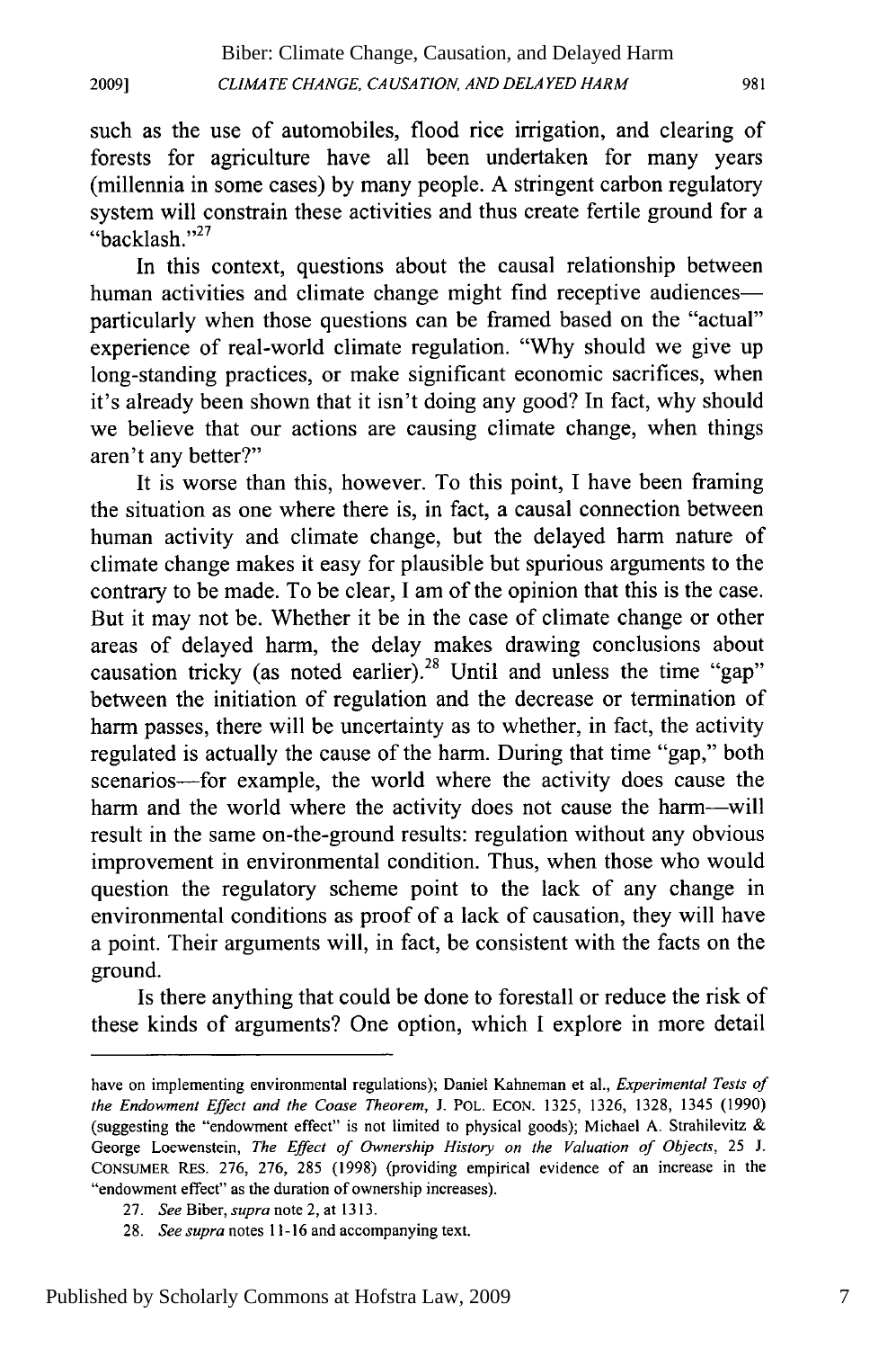such as the use of automobiles, flood rice irrigation, and clearing of forests for agriculture have all been undertaken for many years (millennia in some cases) by many people. A stringent carbon regulatory system will constrain these activities and thus create fertile ground for a "backlash."[27]

In this context, questions about the causal relationship between human activities and climate change might find receptive audiences—particularly when those questions can be framed based on the "actual" experience of real-world climate regulation. "Why should we give up long-standing practices, or make significant economic sacrifices, when it's already been shown that it isn't doing any good? In fact, why should we believe that our actions are causing climate change, when things aren't any better?"

It is worse than this, however. To this point, I have been framing the situation as one where there is, in fact, a causal connection between human activity and climate change, but the delayed harm nature of climate change makes it easy for plausible but spurious arguments to the contrary to be made. To be clear, I am of the opinion that this is the case. But it may not be. Whether it be in the case of climate change or other areas of delayed harm, the delay makes drawing conclusions about causation tricky (as noted earlier).[28] Until and unless the time "gap" between the initiation of regulation and the decrease or termination of harm passes, there will be uncertainty as to whether, in fact, the activity regulated is actually the cause of the harm. During that time "gap," both scenarios—for example, the world where the activity does cause the harm and the world where the activity does not cause the harm—will result in the same on-the-ground results: regulation without any obvious improvement in environmental condition. Thus, when those who would question the regulatory scheme point to the lack of any change in environmental conditions as proof of a lack of causation, they will have a point. Their arguments will, in fact, be consistent with the facts on the ground.

Is there anything that could be done to forestall or reduce the risk of these kinds of arguments? One option, which I explore in more detail

---

have on implementing environmental regulations); Daniel Kahneman et al., *Experimental Tests of the Endowment Effect and the Coase Theorem*, J. POL. ECON. 1325, 1326, 1328, 1345 (1990) (suggesting the "endowment effect" is not limited to physical goods); Michael A. Strahilevitz & George Loewenstein, *The Effect of Ownership History on the Valuation of Objects*, 25 J. CONSUMER RES. 276, 276, 285 (1998) (providing empirical evidence of an increase in the "endowment effect" as the duration of ownership increases).

27. *See* Biber, *supra* note 2, at 1313.

28. *See supra* notes 11-16 and accompanying text.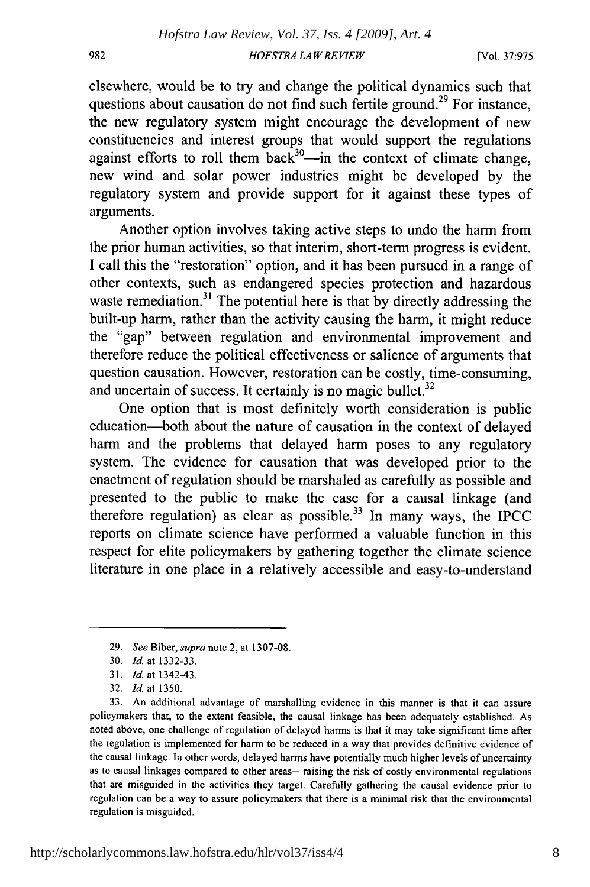elsewhere, would be to try and change the political dynamics such that questions about causation do not find such fertile ground.[29] For instance, the new regulatory system might encourage the development of new constituencies and interest groups that would support the regulations against efforts to roll them back[30]—in the context of climate change, new wind and solar power industries might be developed by the regulatory system and provide support for it against these types of arguments.

Another option involves taking active steps to undo the harm from the prior human activities, so that interim, short-term progress is evident. I call this the "restoration" option, and it has been pursued in a range of other contexts, such as endangered species protection and hazardous waste remediation.[31] The potential here is that by directly addressing the built-up harm, rather than the activity causing the harm, it might reduce the "gap" between regulation and environmental improvement and therefore reduce the political effectiveness or salience of arguments that question causation. However, restoration can be costly, time-consuming, and uncertain of success. It certainly is no magic bullet.[32]

One option that is most definitely worth consideration is public education—both about the nature of causation in the context of delayed harm and the problems that delayed harm poses to any regulatory system. The evidence for causation that was developed prior to the enactment of regulation should be marshaled as carefully as possible and presented to the public to make the case for a causal linkage (and therefore regulation) as clear as possible.[33] In many ways, the IPCC reports on climate science have performed a valuable function in this respect for elite policymakers by gathering together the climate science literature in one place in a relatively accessible and easy-to-understand

---

29. *See* Biber, *supra* note 2, at 1307-08.

30. *Id.* at 1332-33.

31. *Id.* at 1342-43.

32. *Id.* at 1350.

33. An additional advantage of marshalling evidence in this manner is that it can assure policymakers that, to the extent feasible, the causal linkage has been adequately established. As noted above, one challenge of regulation of delayed harms is that it may take significant time after the regulation is implemented for harm to be reduced in a way that provides definitive evidence of the causal linkage. In other words, delayed harms have potentially much higher levels of uncertainty as to causal linkages compared to other areas—raising the risk of costly environmental regulations that are misguided in the activities they target. Carefully gathering the causal evidence prior to regulation can be a way to assure policymakers that there is a minimal risk that the environmental regulation is misguided.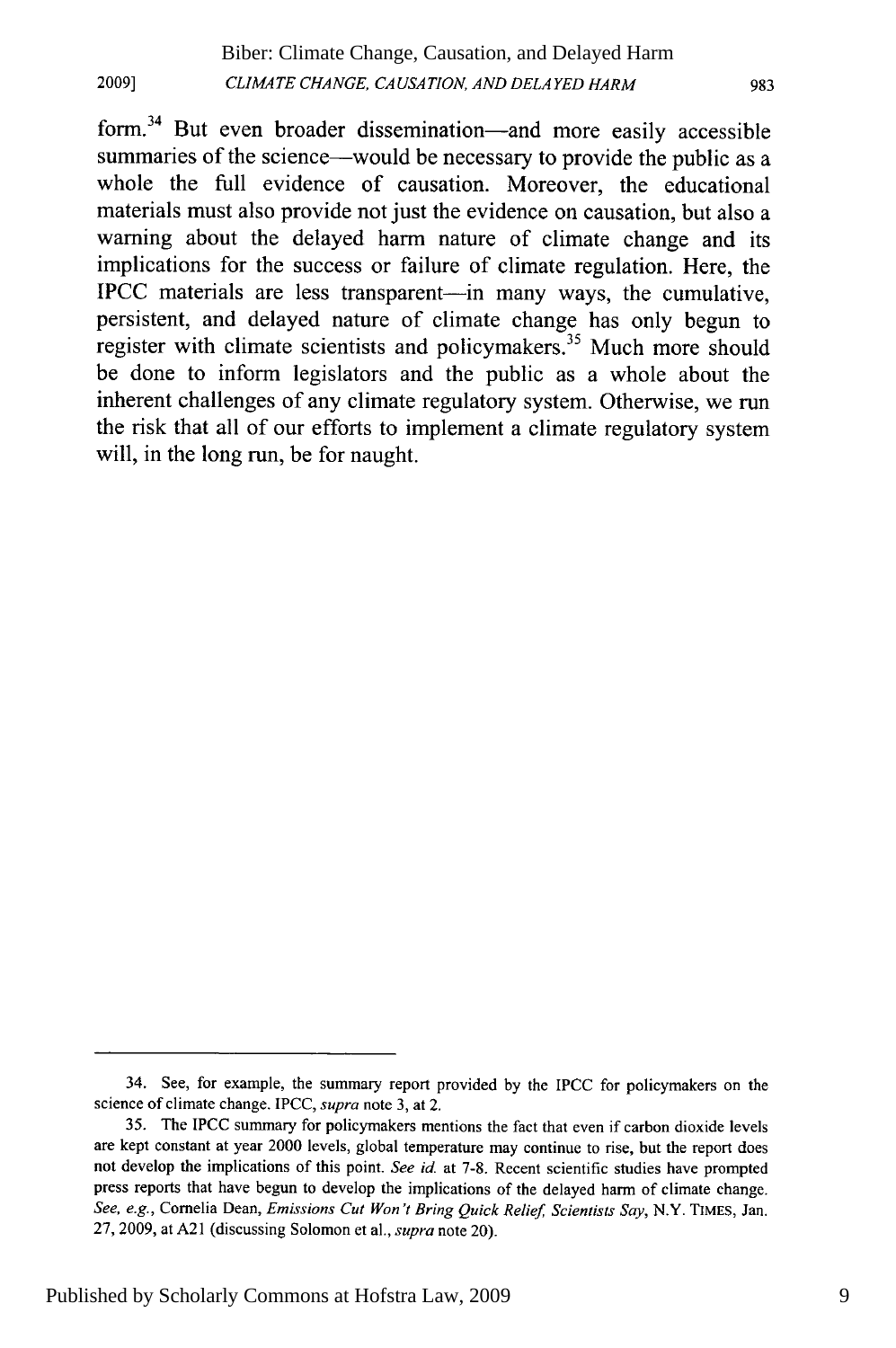form.[34] But even broader dissemination—and more easily accessible summaries of the science—would be necessary to provide the public as a whole the full evidence of causation. Moreover, the educational materials must also provide not just the evidence on causation, but also a warning about the delayed harm nature of climate change and its implications for the success or failure of climate regulation. Here, the IPCC materials are less transparent—in many ways, the cumulative, persistent, and delayed nature of climate change has only begun to register with climate scientists and policymakers.[35] Much more should be done to inform legislators and the public as a whole about the inherent challenges of any climate regulatory system. Otherwise, we run the risk that all of our efforts to implement a climate regulatory system will, in the long run, be for naught.

---

34. See, for example, the summary report provided by the IPCC for policymakers on the science of climate change. IPCC, *supra* note 3, at 2.

35. The IPCC summary for policymakers mentions the fact that even if carbon dioxide levels are kept constant at year 2000 levels, global temperature may continue to rise, but the report does not develop the implications of this point. *See id.* at 7-8. Recent scientific studies have prompted press reports that have begun to develop the implications of the delayed harm of climate change. *See, e.g.*, Cornelia Dean, *Emissions Cut Won't Bring Quick Relief, Scientists Say*, N.Y. TIMES, Jan. 27, 2009, at A21 (discussing Solomon et al., *supra* note 20).